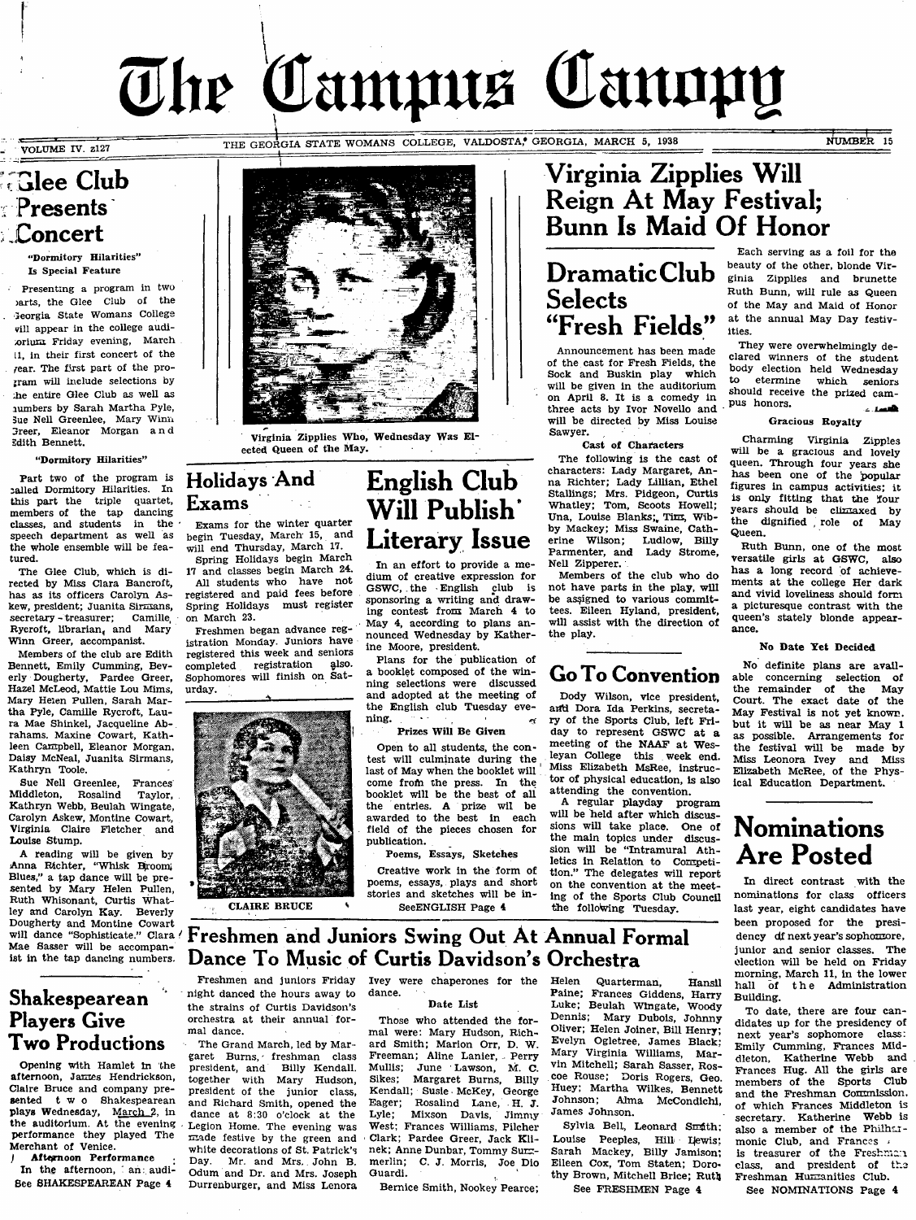# The Campus Canopy

VOLUME IV. z127 — THE GEORGIA STATE WOMANS COLLEGE, VALDOSTA, GEORGIA, MARCH 5, 1938 — NUMBER 15

## Glee Club Presents Concert

### "Dormitory Hilarities" Is Special Feature

Presenting a program in two parts, the Glee Club of the Georgia State Womans College will appear in the college auditorium Friday evening, March 11, in their first concert of the year. The first part of the program will include selections by the entire Glee Club as well as numbers by Sarah Martha Pyle, Sue Nell Greenlee, Mary Winn Greer, Eleanor Morgan and Edith Bennett.

#### "Dormitory Hilarities"

Part two of the program is called Dormitory Hilarities. In this part the triple quartet, members of the tap dancing classes, and students in the speech department as well as the whole ensemble will be featured.

The Glee Club, which is directed by Miss Clara Bancroft, has as its officers Carolyn Askew, president; Juanita Sirmans, secretary-treasurer; Camille Rycroft, librarian, and Mary Winn Greer, accompanist.

Members of the club are Edith Bennett, Emily Cumming, Beverly Dougherty, Pardee Greer, Hazel McLeod, Mattie Lou Mims, Mary Helen Pullen, Sarah Martha Pyle, Camille Rycroft, Laura Mae Shinkel, Jacqueline Abrahams, Maxine Cowart, Kathleen Campbell, Eleanor Morgan, Daisy McNeal, Juanita Sirmans, Kathryn Toole.

Sue Nell Greenlee, Frances Middleton, Rosalind Taylor, Kathryn Webb, Beulah Wingate, Carolyn Askew, Montine Cowart, Virginia Claire Fletcher and Louise Stump.

A reading will be given by Anna Richter, "Whisk Broom Blues," a tap dance will be presented by Mary Helen Pullen, Ruth Whisonant, Curtis Whatley and Carolyn Kay. Beverly Dougherty and Montine Cowart will dance "Sophisticate." Clara Mae Sasser will be accompanist in the tap dancing numbers.

Virginia Zipplies Who, Wednesday Was Elected Queen of the May.

## Holidays And Exams

Exams for the winter quarter begin Tuesday, March 15, and will end Thursday, March 17.

Spring Holidays begin March 17 and classes begin March 24.

All students who have not registered and paid fees before Spring Holidays must register on March 23.

Freshmen began advance registration Monday. Juniors have registered this week and seniors completed registration also. Sophomores will finish on Saturday.

CLAIRE BRUCE

## English Club Will Publish Literary Issue

In an effort to provide a medium of creative expression for GSWC, the English club is sponsoring a writing and drawing contest from March 4 to May 4, according to plans announced Wednesday by Katherine Moore, president.

Plans for the publication of a booklet composed of the winning selections were discussed and adopted at the meeting of the English club Tuesday evening.

### Prizes Will Be Given

Open to all students, the contest will culminate during the last of May when the booklet will come from the press. In the booklet will be the best of all the entries. A prize will be awarded to the best in each field of the pieces chosen for publication.

### Poems, Essays, Sketches

Creative work in the form of poems, essays, plays and short stories and sketches will be in-

See ENGLISH Page 4

## Virginia Zipplies Will Reign At May Festival; Bunn Is Maid Of Honor

Each serving as a foil for the beauty of the other, blonde Virginia Zipplies and brunette Ruth Bunn, will rule as Queen of the May and Maid of Honor at the annual May Day festivities.

They were overwhelmingly declared winners of the student body election held Wednesday to etermine which seniors should receive the prized campus honors.

### Gracious Royalty

Charming Virginia Zipples will be a gracious and lovely queen. Through four years she has been one of the popular figures in campus activities; it is only fitting that the four years should be climaxed by the dignified role of May Queen.

Ruth Bunn, one of the most versatile girls at GSWC, also has a long record of achievements at the college Her dark and vivid loveliness should form a picturesque contrast with the queen's stately blonde appearance.

### No Date Yet Decided

No definite plans are available concerning selection of the remainder of the May Court. The exact date of the May Festival is not yet known, but it will be as near May 1 as possible. Arrangements for the festival will be made by Miss Leonora Ivey and Miss Elizabeth McRee, of the Physical Education Department.

## Dramatic Club Selects "Fresh Fields"

Announcement has been made of the cast for Fresh Fields, the Sock and Buskin play which will be given in the auditorium on April 8. It is a comedy in three acts by Ivor Novello and will be directed by Miss Louise Sawyer.

### Cast of Characters

The following is the cast of characters: Lady Margaret, Anna Richter; Lady Lillian, Ethel Stallings; Mrs. Pidgeon, Curtis Whatley; Tom, Scoots Howell; Una, Louise Blanks; Tim, Wibby Mackey; Miss Swaine, Catherine Wilson; Ludlow, Billy Parmenter, and Lady Strome, Nell Zipperer.

Members of the club who do not have parts in the play, will be assigned to various committees. Eileen Hyland, president, will assist with the direction of the play.

## Go To Convention

Dody Wilson, vice president, and Dora Ida Perkins, secretary of the Sports Club, left Friday to represent GSWC at a meeting of the NAAF at Wesleyan College this week end. Miss Elizabeth MsRee, instructor of physical education, is also attending the convention.

A regular playday program will be held after which discussions will take place. One of the main topics under discussion will be "Intramural Athletics in Relation to Competition." The delegates will report on the convention at the meeting of the Sports Club Council the following Tuesday.

## Nominations Are Posted

In direct contrast with the nominations for class officers last year, eight candidates have been proposed for the presidency of next year's sophomore, junior and senior classes. The election will be held on Friday morning, March 11, in the lower hall of the Administration Building.

To date, there are four candidates up for the presidency of next year's sophomore class: Emily Cumming, Frances Middleton, Katherine Webb and Frances Hug. All the girls are members of the Sports Club and the Freshman Commission, of which Frances Middleton is secretary. Katherine Webb is also a member of the Philharmonic Club, and Frances is treasurer of the Freshman class, and president of the Freshman Humanities Club.

See NOMINATIONS Page 4

## Shakespearean Players Give Two Productions

Opening with Hamlet in the afternoon, James Hendrickson, Claire Bruce and company presented two Shakespearean plays Wednesday, March 2, in the auditorium. At the evening performance they played The Merchant of Venice.

### Afternoon Performance

In the afternoon, an audi-

See SHAKESPEAREAN Page 4

## Freshmen and Juniors Swing Out At Annual Formal Dance To Music of Curtis Davidson's Orchestra

Freshmen and juniors Friday night danced the hours away to the strains of Curtis Davidson's orchestra at their annual formal dance.

The Grand March, led by Margaret Burns, freshman class president, and Billy Kendall, together with Mary Hudson, president of the junior class, and Richard Smith, opened the dance at 8:30 o'clock at the Legion Home. The evening was made festive by the green and white decorations of St. Patrick's Day. Mr. and Mrs. John B. Odum and Dr. and Mrs. Joseph Durrenburger, and Miss Lenora Ivey were chaperones for the dance.

### Date List

Those who attended the formal were: Mary Hudson, Richard Smith; Marion Orr, D. W. Freeman; Aline Lanier, Perry Mullis; June Lawson, M. C. Sikes; Margaret Burns, Billy Kendall; Susie McKey, George Eager; Rosalind Lane, H. J. Lyle; Mixson Davis, Jimmy West; Frances Williams, Pilcher Clark; Pardee Greer, Jack Klinek; Anne Dunbar, Tommy Summerlin; C. J. Morris, Joe Dio Guardi.

Bernice Smith, Nookey Pearce; Helen Quarterman, Hansll Paine; Frances Giddens, Harry Luke; Beulah Wingate, Woody Dennis; Mary DuBois, Johnny Oliver; Helen Joiner, Bill Henry; Evelyn Ogletree, James Black; Mary Virginia Williams, Marvin Mitchell; Sarah Sasser, Roscoe Rouse; Doris Rogers, Geo. Huey; Martha Wilkes, Bennett Johnson; Alma McCondichi, James Johnson.

Sylvia Bell, Leonard Smith; Louise Peeples, Hill Lewis; Sarah Mackey, Billy Jamison; Eileen Cox, Tom Staten; Dorothy Brown, Mitchell Brice; Ruth

See FRESHMEN Page 4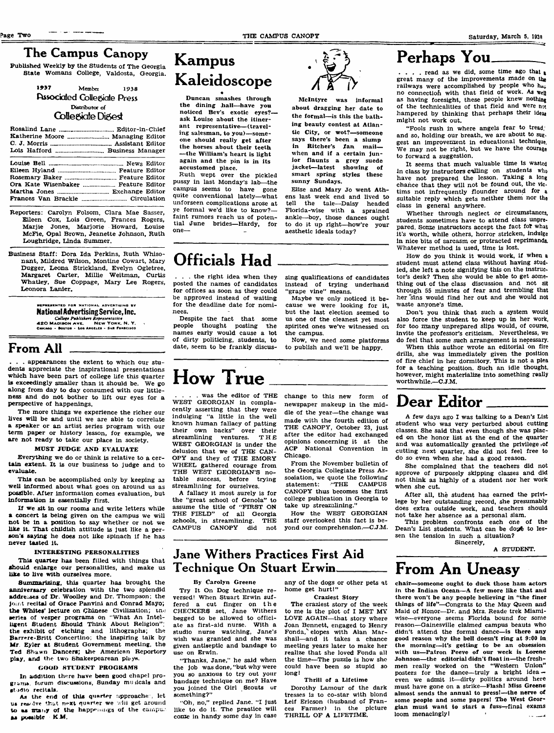# The Campus Canopy

Published Weekly by the Students of The Georgia State Womans College, Valdosta, Georgia.

1937 Member 1938
Associated Collegiate Press
Distributor of
Collegiate Digest

Rosalind Lane .................. Editor-in-Chief
Katherine Moore .................. Managing Editor
C. J. Morris .................. Assistant Editor
Lois Hafford .................. Business Manager

Louise Bell .................. News Editor
Eileen Hyland .................. Feature Editor
Rosemary Baker .................. Feature Editor
Ora Kate Wisenbaker .................. Feature Editor
Martha Jones .................. Exchange Editor
Frances Van Brackle .................. Circulation

Reporters: Carolyn Folsom, Clara Mae Sasser, Eileen Cox, Lois Green, Frances Rogers, Marjie Jones, Marjorie Howard, Louise McFie, Opal Brown, Jeanette Johnson, Ruth Loughridge, Linda Summer.

Business Staff: Dora Ida Perkins, Ruth Whisonant, Mildred Wilson, Montine Cowart, Mary Dugger, Leona Strickland, Evelyn Ogletree, Margaret Carter, Millie Weitman, Curtis Whatley, Sue Coppage, Mary Lee Rogers, Leonora Lanier.

REPRESENTED FOR NATIONAL ADVERTISING BY
National Advertising Service, Inc.
College Publishers Representative
420 MADISON AVE. NEW YORK, N. Y.
CHICAGO - BOSTON - LOS ANGELES - SAN FRANCISCO

## From All

. . . appearances the extent to which our students appreciate the inspirational presentations which have been part of college life this quarter is exceedingly smaller than it should be. We go along from day to day consumed with our littleness and do not bother to lift our eyes for a perspective of happenings.

The more things we experience the richer our lives will be and until we are able to correlate a speaker or an artist series program with our term paper or history lesson, for example, we are not ready to take our place in society.

### MUST JUDGE AND EVALUATE

Everything we do or think is relative to a certain extent. It is our business to judge and to evaluate.

This can be accomplished only by keeping as well informed about what goes on around us as possible. After information comes evaluation, but information is essentially first.

If we sit in our rooms and write letters while a concert is being given on the campus we will not be in a position to say whether or not we like it. That childish attitude is just like a person's saying he does not like spinach if he has never tasted it.

### INTERESTING PERSONALITIES

This quarter has been filled with things that should enlarge our personalities, and make us like to live with ourselves more.

Summarizing, this quarter has brought the anniversary celebration with the two splendid addresses of Dr. Woolley and Dr. Thompson; the joint recital of Grace Panvini and Conrad Mayo; the Whites' lecture on Chinese Civilization; the series of vesper programs on "What An Intelligent Student Should Think About Religion"; the exhibit of etching and lithographs; the Barrere-Britt Concertino; the inspiring talk by Mr. Eyler at Student Government meeting, the Ted Shawn Dancers; the American Reportory play, and the two Shakespearean plays.

### GOOD STUDENT PROGRAMS

In addition there have been good chapel programs, forum discussions, Sunday musicals and studio recitals.

As the end of this quarter approaches, let us resolve that next quarter we will get around to as many of the happenings of the campus as possible.—K.M.

# Kampus Kaleidoscope

Duncan smashes through the dining hall—have you noticed Bev's exotic eyes?—ask Louise about the itinerant representative—(traveling salesman, to you)—someone should really get after the horses about their teeth—the William's heart is light again and the pin is in its accustomed place.

Ruth wept over the pickled pussy in last Monday's lab—the campus seems to have gone quite conventional lately—what unforseen complications arose at ye formal we'd like to know?—faint rumors reach us of potential June brides—Hardy, for one—

McIntyre was informal about dragging her date to the formal—is this the bathing beauty contest at Atlantic City, or wot?—someone says there's been a slump in Ritcher's fan mail—when and if a certain junior flaunts a grey suede jacket—latest showing of smart spring styles these sunny Sundays.

Elise and Mary Jo went Athens last week end and lived to tell the tale—Daisy headed Florida-wise with a sprained ankle—boy, those dances ought to do it up right—how're your aesthetic ideals today?

# Officials Had

. . . the right idea when they posted the names of candidates for offices as soon as they could be approved instead of waiting for the deadline date for nominees.

Despite the fact that some people thought posting the names early would cause a lot of dirty politicing, students, to date, seem to be frankly discussing qualifications of candidates instead of trying underhand "grape vine" means.

Maybe we only noticed it because we were looking for it, but the last election seemed to us one of the cleanest yet most spirited ones we've witnessed on the campus.

Now, we need some platforms to publish and we'll be happy.

# How True

. . . . was the editor of THE WEST GEORGIAN in complacently asserting that they were indulging "a little in the well known human fallacy of patting their own backs" over their streamlining ventures. THE WEST GEORGIAN is under the delusion that we of THE CANOPY and they of THE EMORY WHEEL gathered courage from THE WEST GEORGIAN'S notable success, before trying streamlining for ourselves.

A fallacy it most surely is for the "great school of Genola" to assume the title of "FIRST ON THE FIELD" of all Georgia schools, in streamlining. THE CAMPUS CANOPY did not change to this new form of newspaper makeup in the middle of the year—the change was made with the fourth edition of THE CANOPY, October 23, just after the editor had exchanged opinions concerning it at the ACP National Convention in Chicago.

From the November bulletin of the Georgia Collegiate Press Association, we quote the following statement: "THE CAMPUS CANOPY thus becomes the first college publication in Georgia to take up streamlining."

How the WEST GEORGIAN staff overlooked this fact is beyond our comprehension.—C.J.M.

## Jane Withers Practices First Aid Technique On Stuart Erwin

By Carolyn Greene

Try It On Dog technique reversed! When Stuart Erwin suffered a cut finger on the CHECKERS set, Jane Withers begged to be allowed to officiate as first-aid nurse. With a studio nurse watching, Jane's wish was granted and she was given antiseptic and bandage to use on Erwin.

"Thanks, Jane," he said when the job was done, "but why were you so anxious to try out your bandage technique on me? Have you joined the Girl Scouts or something?"

"Oh, no," replied Jane. "I just like to do it. The practice will come in handy some day in case any of the dogs or other pets at home get hurt!"

### Craziest Story

The craziest story of the week to me is the plot of I MET MY LOVE AGAIN—that story where Joan Bennett, engaged to Henry Fonda, elopes with Alan Marshall—and it takes a chance meeting years later to make her realize that she loved Fonda all the time—The puzzle is how she could have been so stupid so long!

### Thrill of a Lifetime

Dorothy Lamour of the dark tresses is to co-star with blond Leif Ericson (husband of Frances Farmer) in the picture THRILL OF A LIFETIME.

# Perhaps You

. . . . read as we did, some time ago that a great many of the improvements made on the railways were accomplished by people who had no connection with that field of work. As well as having foresight, these people knew nothing of the technicalities of that field and were not hampered by thinking that perhaps their ideas might not work out.

"Fools rush in where angels fear to tread," and so, holding our breath, we are about to suggest an improvement in educational technique. We may not be right, but we have the courage to forward a suggestion.

It seems that much valuable time is wasted in class by instructors calling on students who have not prepared the lesson. Taking a long chance that they will not be found out, the victims not infrequently flounder around for a suitable reply which gets neither them nor the class in general anywhere.

Whether through neglect or circumstances, students sometimes have to attend class unprepared. Some instructors accept the fact for what it's worth, while others, horror stricken, indulge in nice bits of sarcasm or protracted reprimands. Whatever method is used, time is lost.

How do you think it would work, if when a student must attend class without having studied, she left a note signifying this on the instructor's desk? Then she would be able to get something out of the class discussion and not sit through 55 minutes of fear and trembling that her sins would find her out and she would not waste anyone's time.

Don't you think that such a system would also force the student to keep up in her work, for too many unprepared slips would, of course, invite the professor's criticism. Nevertheless, we do feel that some such arrangement is necessary.

When this author wrote an editorial on fire drills, she was immediately given the position of fire chief in her dormitory. This is not a plea for a teaching position. Such an idle thought, however, might materialize into something really worthwhile.—C.J.M.

# Dear Editor

A few days ago I was talking to a Dean's List student who was very perturbed about cutting classes. She said that even though she was placed on the honor list at the end of the quarter and was automatically granted the privilege of cutting next quarter, she did not feel free to do so even when she had a good reason.

She complained that the teachers did not approve of purposely skipping classes and did not think as highly of a student nor her work when she cut.

After all, the student has earned the privilege by her outstanding record, she presumably does extra outside work, and teachers should not take her absence as a personal slam.

This problem confronts each one of the Dean's List students. What can be done to lessen the tension in such a situation?

Sincerely,

A STUDENT.

# From An Uneasy

chair—someone ought to duck those ham actors in the Indian Ocean—A few more like that and there won't be any people believing in "the finer things of life"—Congrats to the May Queen and Maid of Honor—Dr. and Mrs. Reade trek Miamiwise—everyone seems Florida bound for some reason—Gainesville claimed campus beauts who didn't attend the formal dance—is there any good reason why the bell doesn't ring at 9:00 in the morning—it's getting to be an obsession with us—Patron Peeve of our week is Lorene Johnson—the editorial didn't float in—the freshmen really worked on the "Western Union" posters for the dance—truly a bright idea—even we admit it—dirty politics around here must have gone on a strike—Flash! Miss Greene almost sends the annual to press!—the nerve of some people and some papers! The West Georgian must want to start a fuss—final exams loom menacingly!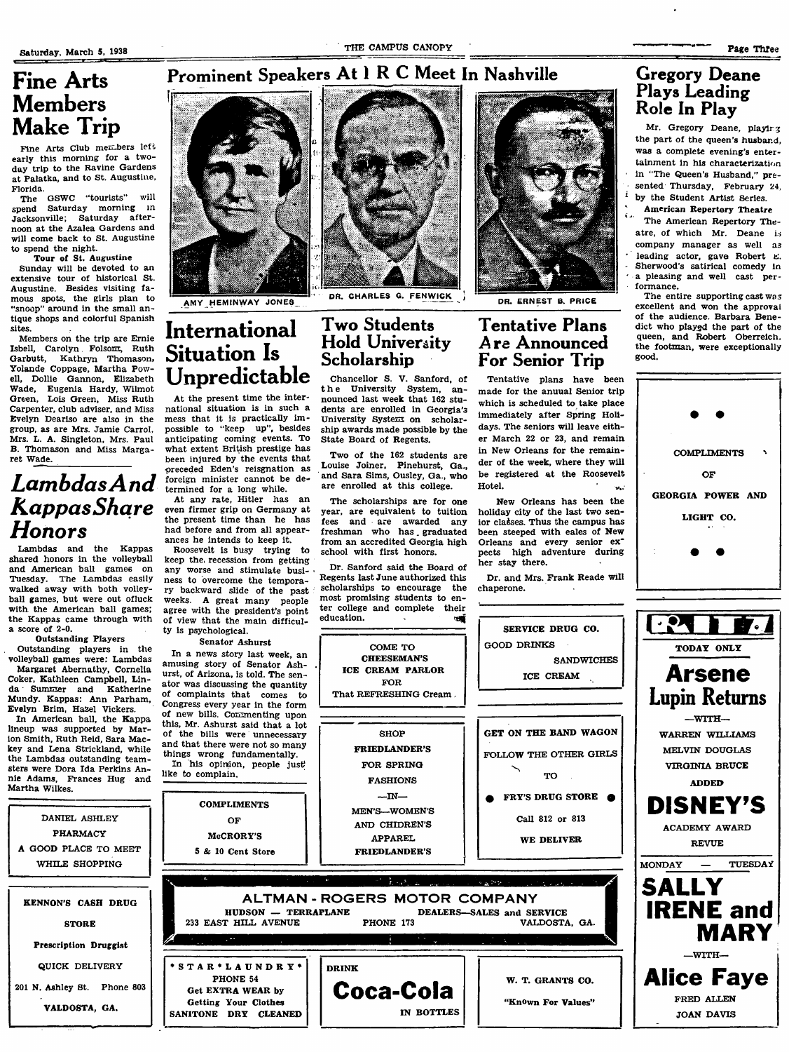# Fine Arts Members Make Trip

Fine Arts Club members left early this morning for a two-day trip to the Ravine Gardens at Palatka, and to St. Augustine, Florida.

The GSWC "tourists" will spend Saturday morning in Jacksonville; Saturday afternoon at the Azalea Gardens and will come back to St. Augustine to spend the night.

### Tour of St. Augustine

Sunday will be devoted to an extensive tour of historical St. Augustine. Besides visiting famous spots, the girls plan to "snoop" around in the small antique shops and colorful Spanish sites.

Members on the trip are Ernie Isbell, Carolyn Folsom, Ruth Garbutt, Kathryn Thomason, Yolande Coppage, Martha Powell, Dollie Gannon, Elizabeth Wade, Eugenia Hardy, Wilmot Green, Lois Green, Miss Ruth Carpenter, club adviser, and Miss Evelyn Deariso are also in the group, as are Mrs. Jamie Carrol, Mrs. L. A. Singleton, Mrs. Paul B. Thomason and Miss Margaret Wade.

# *Lambdas And Kappas Share Honors*

Lambdas and the Kappas shared honors in the volleyball and American ball games on Tuesday. The Lambdas easily walked away with both volleyball games, but were out ofluck with the American ball games; the Kappas came through with a score of 2-0.

### Outstanding Players

Outstanding players in the volleyball games were: Lambdas Margaret Abernathy, Cornelia Coker, Kathleen Campbell, Linda Summer and Katherine Mundy. Kappas: Ann Parham, Evelyn Brim, Hazel Vickers.

In American ball, the Kappa lineup was supported by Marion Smith, Ruth Reid, Sara Mackey and Lena Strickland, while the Lambdas outstanding teamsters were Dora Ida Perkins Annie Adams, Frances Hug and Martha Wilkes.

---

DANIEL ASHLEY PHARMACY
A GOOD PLACE TO MEET WHILE SHOPPING

---

KENNON'S CASH DRUG STORE
Prescription Druggist
QUICK DELIVERY
201 N. Ashley St. Phone 803
VALDOSTA, GA.

---

# Prominent Speakers At I R C Meet In Nashville

AMY HEMINWAY JONES

DR. CHARLES G. FENWICK

DR. ERNEST B. PRICE

# International Situation Is Unpredictable

At the present time the international situation is in such a mess that it is practically impossible to "keep up", besides anticipating coming events. To what extent British prestige has been injured by the events that preceded Eden's resignation as foreign minister cannot be determined for a long while.

At any rate, Hitler has an even firmer grip on Germany at the present time than he has had before and from all appearances he intends to keep it.

Roosevelt is busy trying to keep the recession from getting any worse and stimulate business to overcome the temporary backward slide of the past weeks. A great many people agree with the president's point of view that the main difficulty is psychological.

### Senator Ashurst

In a news story last week, an amusing story of Senator Ashurst, of Arizona, is told. The senator was discussing the quantity of complaints that comes to Congress every year in the form of new bills. Commenting upon this, Mr. Ashurst said that a lot of the bills were unnecessary and that there were not so many things wrong fundamentally.

In his opinion, people just like to complain.

---

COMPLIMENTS OF
McCRORY'S
5 & 10 Cent Store

---

# Two Students Hold University Scholarship

Chancellor S. V. Sanford, of the University System, announced last week that 162 students are enrolled in Georgia's University System on scholarship awards made possible by the State Board of Regents.

Two of the 162 students are Louise Joiner, Pinehurst, Ga., and Sara Sims, Ousley, Ga., who are enrolled at this college.

The scholarships are for one year, are equivalent to tuition fees and are awarded any freshman who has graduated from an accredited Georgia high school with first honors.

Dr. Sanford said the Board of Regents last June authorized this scholarships to encourage the most promising students to enter college and complete their education.

---

COME TO
CHEESEMAN'S
ICE CREAM PARLOR
FOR
That REFRESHING Cream.

---

SHOP
FRIEDLANDER'S
FOR SPRING
FASHIONS
—IN—
MEN'S—WOMEN'S
AND CHIDREN'S
APPAREL
FRIEDLANDER'S

---

# Tentative Plans Are Announced For Senior Trip

Tentative plans have been made for the anuual Senior trip which is scheduled to take place immediately after Spring Holidays. The seniors will leave either March 22 or 23, and remain in New Orleans for the remainder of the week, where they will be registered at the Roosevelt Hotel.

New Orleans has been the holiday city of the last two senior classes. Thus the campus has been steeped with eales of New Orleans and every senior expects high adventure during her stay there.

Dr. and Mrs. Frank Reade will chaperone.

---

SERVICE DRUG CO.
GOOD DRINKS
SANDWICHES
ICE CREAM

---

GET ON THE BAND WAGON
FOLLOW THE OTHER GIRLS
TO
FRY'S DRUG STORE
Call 812 or 813
WE DELIVER

---

# Gregory Deane Plays Leading Role In Play

Mr. Gregory Deane, playing the part of the queen's husband, was a complete evening's entertainment in his characterization in "The Queen's Husband," presented Thursday, February 24, by the Student Artist Series.

### American Repertory Theatre

The American Repertory Theatre, of which Mr. Deane is company manager as well as leading actor, gave Robert E. Sherwood's satirical comedy in a pleasing and well cast performance.

The entire supporting cast was excellent and won the approval of the audience. Barbara Benedict who played the part of the queen, and Robert Oberreich, the footman, were exceptionally good.

---

COMPLIMENTS OF
GEORGIA POWER AND LIGHT CO.

---

RITZ
TODAY ONLY
**Arsene Lupin Returns**
—WITH—
WARREN WILLIAMS
MELVIN DOUGLAS
VIRGINIA BRUCE
ADDED
**DISNEY'S**
ACADEMY AWARD REVUE

MONDAY — TUESDAY
**SALLY IRENE and MARY**
—WITH—
**Alice Faye**
FRED ALLEN
JOAN DAVIS

---

ALTMAN - ROGERS MOTOR COMPANY
HUDSON — TERRAPLANE DEALERS—SALES and SERVICE
233 EAST HILL AVENUE PHONE 173 VALDOSTA, GA.

---

\*STAR\*LAUNDRY\*
PHONE 54
Get EXTRA WEAR by Getting Your Clothes
SANITONE DRY CLEANED

---

DRINK
**Coca-Cola**
IN BOTTLES

---

W. T. GRANTS CO.
"Known For Values"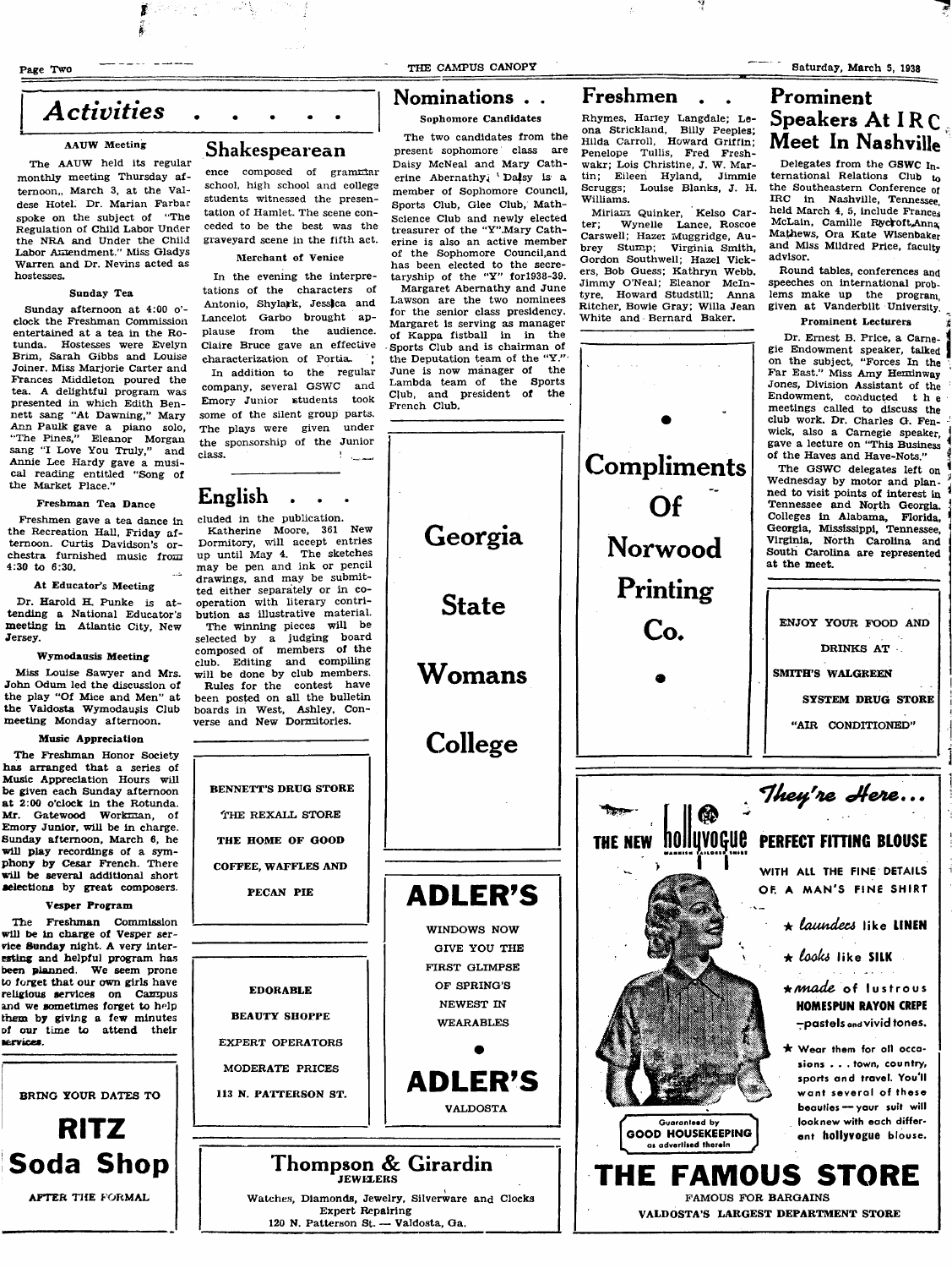# Activities

### AAUW Meeting

The AAUW held its regular monthly meeting Thursday afternoon,, March 3, at the Valdese Hotel. Dr. Marian Farbar spoke on the subject of "The Regulation of Child Labor Under the NRA and Under the Child Labor Amendment." Miss Gladys Warren and Dr. Nevins acted as hostesses.

### Sunday Tea

Sunday afternoon at 4:00 o'clock the Freshman Commission entertained at a tea in the Rotunda. Hostesses were Evelyn Brim, Sarah Gibbs and Louise Joiner. Miss Marjorie Carter and Frances Middleton poured the tea. A delightful program was presented in which Edith Bennett sang "At Dawning," Mary Ann Paulk gave a piano solo, "The Pines," Eleanor Morgan sang "I Love You Truly," and Annie Lee Hardy gave a musical reading entitled "Song of the Market Place."

### Freshman Tea Dance

Freshmen gave a tea dance in the Recreation Hall, Friday afternoon. Curtis Davidson's orchestra furnished music from 4:30 to 6:30.

### At Educator's Meeting

Dr. Harold H. Funke is attending a National Educator's meeting in Atlantic City, New Jersey.

### Wymodausis Meeting

Miss Louise Sawyer and Mrs. John Odum led the discussion of the play "Of Mice and Men" at the Valdosta Wymodausis Club meeting Monday afternoon.

### Music Appreciation

The Freshman Honor Society has arranged that a series of Music Appreciation Hours will be given each Sunday afternoon at 2:00 o'clock in the Rotunda. Mr. Gatewood Workman, of Emory Junior, will be in charge. Sunday afternoon, March 6, he will play recordings of a symphony by Cesar French. There will be several additional short selections by great composers.

### Vesper Program

The Freshman Commission will be in charge of Vesper service Sunday night. A very interesting and helpful program has been planned. We seem prone to forget that our own girls have religious services on Campus and we sometimes forget to help them by giving a few minutes of our time to attend their services.

BRING YOUR DATES TO

**RITZ**

**Soda Shop**

AFTER THE FORMAL

## Shakespearean

ence composed of grammar school, high school and college students witnessed the presentation of Hamlet. The scene conceded to be the best was the graveyard scene in the fifth act.

### Merchant of Venice

In the evening the interpretations of the characters of Antonio, Shylark, Jessica and Lancelot Garbo brought applause from the audience. Claire Bruce gave an effective characterization of Portia.

In addition to the regular company, several GSWC and Emory Junior students took some of the silent group parts. The plays were given under the sponsorship of the Junior class.

## English . . .

cluded in the publication.

Katherine Moore, 361 New Dormitory, will accept entries up until May 4. The sketches may be pen and ink or pencil drawings, and may be submitted either separately or in cooperation with literary contribution as illustrative material.

The winning pieces will be selected by a judging board composed of members of the club. Editing and compiling will be done by club members.

Rules for the contest have been posted on all the bulletin boards in West, Ashley, Converse and New Dormitories.

BENNETT'S DRUG STORE

THE REXALL STORE

THE HOME OF GOOD

COFFEE, WAFFLES AND

PECAN PIE

EDORABLE

BEAUTY SHOPPE

EXPERT OPERATORS

MODERATE PRICES

113 N. PATTERSON ST.

## Nominations . .

### Sophomore Candidates

The two candidates from the present sophomore class are Daisy McNeal and Mary Catherine Abernathy. Daisy is a member of Sophomore Council, Sports Club, Glee Club, Math-Science Club and newly elected treasurer of the "Y". Mary Catherine is also an active member of the Sophomore Council, and has been elected to the secretaryship of the "Y" for 1938-39.

Margaret Abernathy and June Lawson are the two nominees for the senior class presidency. Margaret is serving as manager of Kappa fistball in in the Sports Club and is chairman of the Deputation team of the "Y." June is now manager of the Lambda team of the Sports Club, and president of the French Club.

**Georgia State Womans College**

**ADLER'S**

WINDOWS NOW

GIVE YOU THE

FIRST GLIMPSE

OF SPRING'S

NEWEST IN

WEARABLES

**ADLER'S**

VALDOSTA

## Freshmen . .

Rhymes, Harley Langdale; Leona Strickland, Billy Peeples; Hilda Carroll, Howard Griffin; Penelope Tullis, Fred Freshwakr; Lois Christine, J. W. Martin; Eileen Hyland, Jimmie Scruggs; Louise Blanks, J. H. Williams.

Miriam Quinker, Kelso Carter; Wynelle Lance, Roscoe Carswell; Hazel Muggridge, Aubrey Stump; Virginia Smith, Gordon Southwell; Hazel Vickers, Bob Guess; Kathryn Webb, Jimmy O'Neal; Eleanor McIntyre, Howard Studstill; Anna Ritcher, Bowie Gray; Willa Jean White and Bernard Baker.

**Compliments Of Norwood Printing Co.**

## Prominent Speakers At IRC Meet In Nashville

Delegates from the GSWC International Relations Club to the Southeastern Conference of IRC in Nashville, Tennessee, held March 4, 5, include Frances McLain, Camille Rycroft, Anna Mathews, Ora Kate Wisenbaker and Miss Mildred Price, faculty advisor.

Round tables, conferences and speeches on international problems make up the program, given at Vanderbilt University.

### Prominent Lecturers

Dr. Ernest B. Price, a Carnegie Endowment speaker, talked on the subject, "Forces In the Far East." Miss Amy Heminway Jones, Division Assistant of the Endowment, conducted the meetings called to discuss the club work. Dr. Charles G. Fenwick, also a Carnegie speaker, gave a lecture on "This Business of the Haves and Have-Nots."

The GSWC delegates left on Wednesday by motor and planned to visit points of interest in Tennessee and North Georgia. Colleges in Alabama, Florida, Georgia, Mississippi, Tennessee, Virginia, North Carolina and South Carolina are represented at the meet.

ENJOY YOUR FOOD AND

DRINKS AT

SMITH'S WALGREEN

SYSTEM DRUG STORE

"AIR CONDITIONED"

*They're Here...*

THE NEW hollyvogue PERFECT FITTING BLOUSE

WITH ALL THE FINE DETAILS OF A MAN'S FINE SHIRT

★ *launders* like LINEN

★ *looks* like SILK

★ *made* of lustrous HOMESPUN RAYON CREPE —pastels and vivid tones.

★ Wear them for all occasions . . . town, country, sports and travel. You'll want several of these beauties — your suit will looknew with each different hollyvogue blouse.

Guaranteed by GOOD HOUSEKEEPING as advertised therein

**THE FAMOUS STORE**

FAMOUS FOR BARGAINS

VALDOSTA'S LARGEST DEPARTMENT STORE

**Thompson & Girardin**

JEWELERS

Watches, Diamonds, Jewelry, Silverware and Clocks

Expert Repairing

120 N. Patterson St. — Valdosta, Ga.